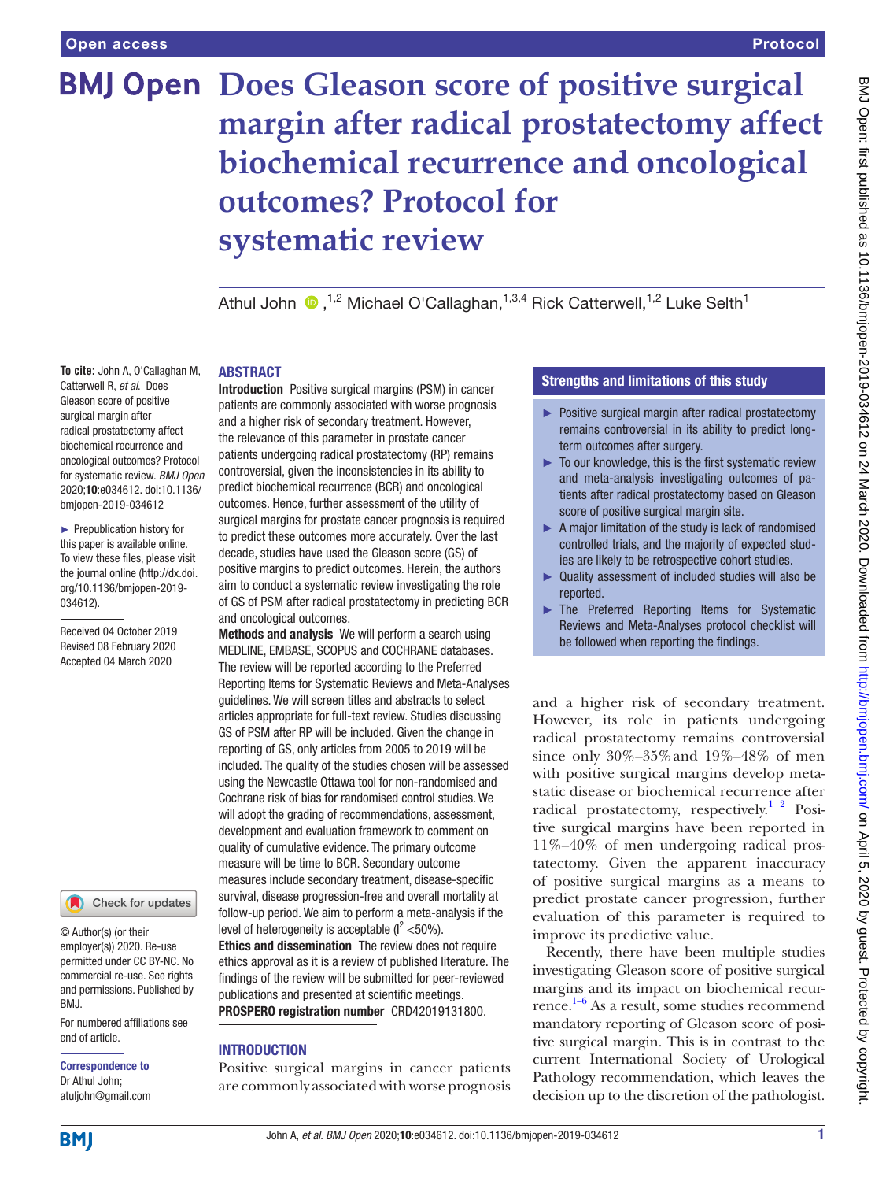Open access

Protocol

# Does Gleason score of positive surgical margin after radical prostatectomy affect biochemical recurrence and oncological outcomes? Protocol for systematic review

Athul John,[1,2] Michael O'Callaghan,[1,3,4] Rick Catterwell,[1,2] Luke Selth[1]

**To cite:** John A, O'Callaghan M, Catterwell R, *et al*. Does Gleason score of positive surgical margin after radical prostatectomy affect biochemical recurrence and oncological outcomes? Protocol for systematic review. *BMJ Open* 2020;**10**:e034612. doi:10.1136/bmjopen-2019-034612

► Prepublication history for this paper is available online. To view these files, please visit the journal online (http://dx.doi.org/10.1136/bmjopen-2019-034612).

Received 04 October 2019
Revised 08 February 2020
Accepted 04 March 2020

© Author(s) (or their employer(s)) 2020. Re-use permitted under CC BY-NC. No commercial re-use. See rights and permissions. Published by BMJ.

For numbered affiliations see end of article.

**Correspondence to**
Dr Athul John;
atuljohn@gmail.com

## ABSTRACT

**Introduction** Positive surgical margins (PSM) in cancer patients are commonly associated with worse prognosis and a higher risk of secondary treatment. However, the relevance of this parameter in prostate cancer patients undergoing radical prostatectomy (RP) remains controversial, given the inconsistencies in its ability to predict biochemical recurrence (BCR) and oncological outcomes. Hence, further assessment of the utility of surgical margins for prostate cancer prognosis is required to predict these outcomes more accurately. Over the last decade, studies have used the Gleason score (GS) of positive margins to predict outcomes. Herein, the authors aim to conduct a systematic review investigating the role of GS of PSM after radical prostatectomy in predicting BCR and oncological outcomes.

**Methods and analysis** We will perform a search using MEDLINE, EMBASE, SCOPUS and COCHRANE databases. The review will be reported according to the Preferred Reporting Items for Systematic Reviews and Meta-Analyses guidelines. We will screen titles and abstracts to select articles appropriate for full-text review. Studies discussing GS of PSM after RP will be included. Given the change in reporting of GS, only articles from 2005 to 2019 will be included. The quality of the studies chosen will be assessed using the Newcastle Ottawa tool for non-randomised and Cochrane risk of bias for randomised control studies. We will adopt the grading of recommendations, assessment, development and evaluation framework to comment on quality of cumulative evidence. The primary outcome measure will be time to BCR. Secondary outcome measures include secondary treatment, disease-specific survival, disease progression-free and overall mortality at follow-up period. We aim to perform a meta-analysis if the level of heterogeneity is acceptable ($I^2$ <50%).

**Ethics and dissemination** The review does not require ethics approval as it is a review of published literature. The findings of the review will be submitted for peer-reviewed publications and presented at scientific meetings.

**PROSPERO registration number** CRD42019131800.

### Strengths and limitations of this study

- ► Positive surgical margin after radical prostatectomy remains controversial in its ability to predict long-term outcomes after surgery.
- ► To our knowledge, this is the first systematic review and meta-analysis investigating outcomes of patients after radical prostatectomy based on Gleason score of positive surgical margin site.
- ► A major limitation of the study is lack of randomised controlled trials, and the majority of expected studies are likely to be retrospective cohort studies.
- ► Quality assessment of included studies will also be reported.
- ► The Preferred Reporting Items for Systematic Reviews and Meta-Analyses protocol checklist will be followed when reporting the findings.

## INTRODUCTION

Positive surgical margins in cancer patients are commonly associated with worse prognosis and a higher risk of secondary treatment. However, its role in patients undergoing radical prostatectomy remains controversial since only 30%–35% and 19%–48% of men with positive surgical margins develop metastatic disease or biochemical recurrence after radical prostatectomy, respectively.[1,2] Positive surgical margins have been reported in 11%–40% of men undergoing radical prostatectomy. Given the apparent inaccuracy of positive surgical margins as a means to predict prostate cancer progression, further evaluation of this parameter is required to improve its predictive value.

Recently, there have been multiple studies investigating Gleason score of positive surgical margins and its impact on biochemical recurrence.[1–6] As a result, some studies recommend mandatory reporting of Gleason score of positive surgical margin. This is in contrast to the current International Society of Urological Pathology recommendation, which leaves the decision up to the discretion of the pathologist.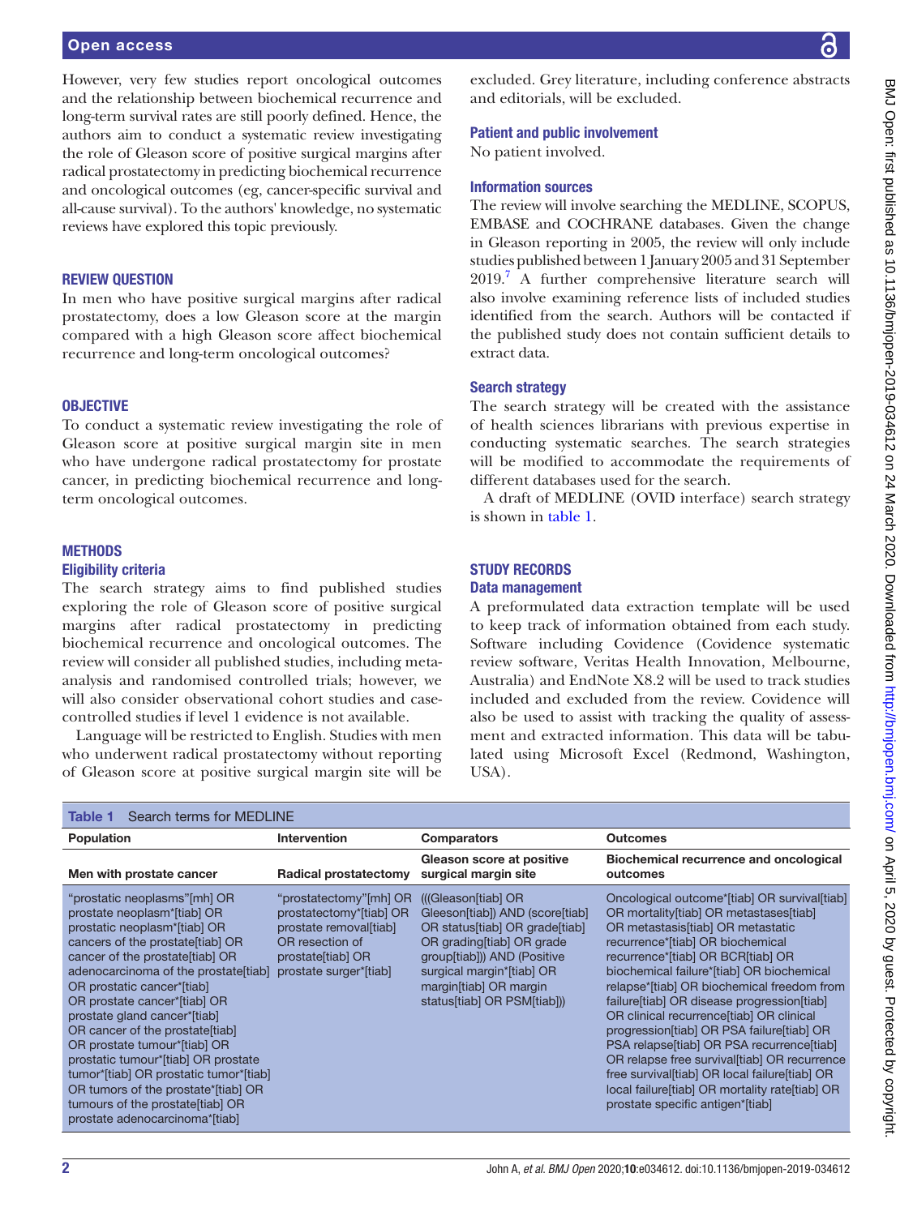However, very few studies report oncological outcomes and the relationship between biochemical recurrence and long-term survival rates are still poorly defined. Hence, the authors aim to conduct a systematic review investigating the role of Gleason score of positive surgical margins after radical prostatectomy in predicting biochemical recurrence and oncological outcomes (eg, cancer-specific survival and all-cause survival). To the authors' knowledge, no systematic reviews have explored this topic previously.

## REVIEW QUESTION

In men who have positive surgical margins after radical prostatectomy, does a low Gleason score at the margin compared with a high Gleason score affect biochemical recurrence and long-term oncological outcomes?

## OBJECTIVE

To conduct a systematic review investigating the role of Gleason score at positive surgical margin site in men who have undergone radical prostatectomy for prostate cancer, in predicting biochemical recurrence and long-term oncological outcomes.

## METHODS

### Eligibility criteria

The search strategy aims to find published studies exploring the role of Gleason score of positive surgical margins after radical prostatectomy in predicting biochemical recurrence and oncological outcomes. The review will consider all published studies, including meta-analysis and randomised controlled trials; however, we will also consider observational cohort studies and case-controlled studies if level 1 evidence is not available.

Language will be restricted to English. Studies with men who underwent radical prostatectomy without reporting of Gleason score at positive surgical margin site will be excluded. Grey literature, including conference abstracts and editorials, will be excluded.

### Patient and public involvement

No patient involved.

### Information sources

The review will involve searching the MEDLINE, SCOPUS, EMBASE and COCHRANE databases. Given the change in Gleason reporting in 2005, the review will only include studies published between 1 January 2005 and 31 September 2019.[7] A further comprehensive literature search will also involve examining reference lists of included studies identified from the search. Authors will be contacted if the published study does not contain sufficient details to extract data.

### Search strategy

The search strategy will be created with the assistance of health sciences librarians with previous expertise in conducting systematic searches. The search strategies will be modified to accommodate the requirements of different databases used for the search.

A draft of MEDLINE (OVID interface) search strategy is shown in table 1.

## STUDY RECORDS

### Data management

A preformulated data extraction template will be used to keep track of information obtained from each study. Software including Covidence (Covidence systematic review software, Veritas Health Innovation, Melbourne, Australia) and EndNote X8.2 will be used to track studies included and excluded from the review. Covidence will also be used to assist with tracking the quality of assessment and extracted information. This data will be tabulated using Microsoft Excel (Redmond, Washington, USA).

**Table 1** Search terms for MEDLINE

| Population | Intervention | Comparators | Outcomes |
|---|---|---|---|
| **Men with prostate cancer** | **Radical prostatectomy** | **Gleason score at positive surgical margin site** | **Biochemical recurrence and oncological outcomes** |
| "prostatic neoplasms"[mh] OR prostate neoplasm*[tiab] OR prostatic neoplasm*[tiab] OR cancers of the prostate[tiab] OR cancer of the prostate[tiab] OR adenocarcinoma of the prostate[tiab] OR prostatic cancer*[tiab] OR prostate cancer*[tiab] OR prostate gland cancer*[tiab] OR cancer of the prostate[tiab] OR prostate tumour*[tiab] OR prostatic tumour*[tiab] OR prostate tumor*[tiab] OR prostatic tumor*[tiab] OR tumors of the prostate*[tiab] OR tumours of the prostate[tiab] OR prostate adenocarcinoma*[tiab] | "prostatectomy"[mh] OR prostatectomy*[tiab] OR prostate removal[tiab] OR resection of prostate[tiab] OR prostate surger*[tiab] | (((Gleason[tiab] OR Gleeson[tiab]) AND (score[tiab] OR status[tiab] OR grade[tiab] OR grading[tiab] OR grade group[tiab])) AND (Positive surgical margin*[tiab] OR margin[tiab] OR margin status[tiab] OR PSM[tiab])) | Oncological outcome*[tiab] OR survival[tiab] OR mortality[tiab] OR metastases[tiab] OR metastasis[tiab] OR metastatic recurrence*[tiab] OR biochemical recurrence*[tiab] OR BCR[tiab] OR biochemical failure*[tiab] OR biochemical relapse*[tiab] OR biochemical freedom from failure[tiab] OR disease progression[tiab] OR clinical recurrence[tiab] OR clinical progression[tiab] OR PSA failure[tiab] OR PSA relapse[tiab] OR PSA recurrence[tiab] OR relapse free survival[tiab] OR recurrence free survival[tiab] OR local failure[tiab] OR local failure[tiab] OR mortality rate[tiab] OR prostate specific antigen*[tiab] |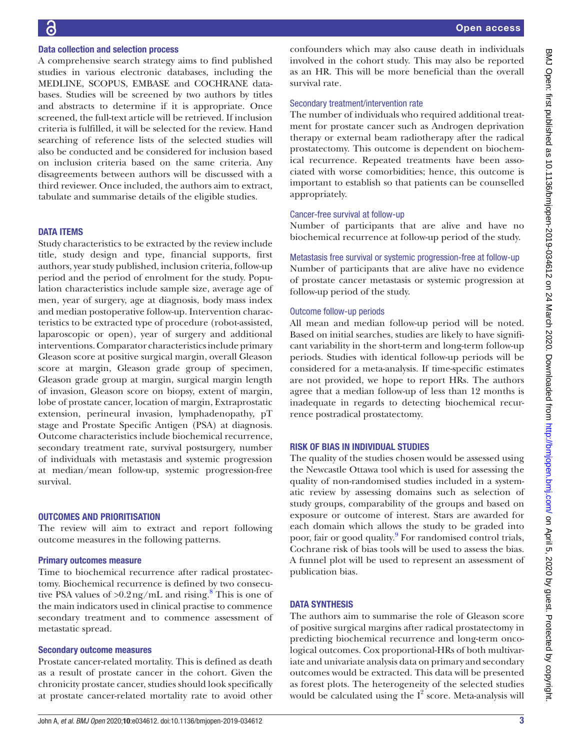### Data collection and selection process

A comprehensive search strategy aims to find published studies in various electronic databases, including the MEDLINE, SCOPUS, EMBASE and COCHRANE databases. Studies will be screened by two authors by titles and abstracts to determine if it is appropriate. Once screened, the full-text article will be retrieved. If inclusion criteria is fulfilled, it will be selected for the review. Hand searching of reference lists of the selected studies will also be conducted and be considered for inclusion based on inclusion criteria based on the same criteria. Any disagreements between authors will be discussed with a third reviewer. Once included, the authors aim to extract, tabulate and summarise details of the eligible studies.

## DATA ITEMS

Study characteristics to be extracted by the review include title, study design and type, financial supports, first authors, year study published, inclusion criteria, follow-up period and the period of enrolment for the study. Population characteristics include sample size, average age of men, year of surgery, age at diagnosis, body mass index and median postoperative follow-up. Intervention characteristics to be extracted type of procedure (robot-assisted, laparoscopic or open), year of surgery and additional interventions. Comparator characteristics include primary Gleason score at positive surgical margin, overall Gleason score at margin, Gleason grade group of specimen, Gleason grade group at margin, surgical margin length of invasion, Gleason score on biopsy, extent of margin, lobe of prostate cancer, location of margin, Extraprostatic extension, perineural invasion, lymphadenopathy, pT stage and Prostate Specific Antigen (PSA) at diagnosis. Outcome characteristics include biochemical recurrence, secondary treatment rate, survival postsurgery, number of individuals with metastasis and systemic progression at median/mean follow-up, systemic progression-free survival.

## OUTCOMES AND PRIORITISATION

The review will aim to extract and report following outcome measures in the following patterns.

### Primary outcomes measure

Time to biochemical recurrence after radical prostatectomy. Biochemical recurrence is defined by two consecutive PSA values of >0.2 ng/mL and rising.[8] This is one of the main indicators used in clinical practise to commence secondary treatment and to commence assessment of metastatic spread.

### Secondary outcome measures

Prostate cancer-related mortality. This is defined as death as a result of prostate cancer in the cohort. Given the chronicity prostate cancer, studies should look specifically at prostate cancer-related mortality rate to avoid other confounders which may also cause death in individuals involved in the cohort study. This may also be reported as an HR. This will be more beneficial than the overall survival rate.

#### Secondary treatment/intervention rate

The number of individuals who required additional treatment for prostate cancer such as Androgen deprivation therapy or external beam radiotherapy after the radical prostatectomy. This outcome is dependent on biochemical recurrence. Repeated treatments have been associated with worse comorbidities; hence, this outcome is important to establish so that patients can be counselled appropriately.

#### Cancer-free survival at follow-up

Number of participants that are alive and have no biochemical recurrence at follow-up period of the study.

#### Metastasis free survival or systemic progression-free at follow-up

Number of participants that are alive have no evidence of prostate cancer metastasis or systemic progression at follow-up period of the study.

#### Outcome follow-up periods

All mean and median follow-up period will be noted. Based on initial searches, studies are likely to have significant variability in the short-term and long-term follow-up periods. Studies with identical follow-up periods will be considered for a meta-analysis. If time-specific estimates are not provided, we hope to report HRs. The authors agree that a median follow-up of less than 12 months is inadequate in regards to detecting biochemical recurrence postradical prostatectomy.

## RISK OF BIAS IN INDIVIDUAL STUDIES

The quality of the studies chosen would be assessed using the Newcastle Ottawa tool which is used for assessing the quality of non-randomised studies included in a systematic review by assessing domains such as selection of study groups, comparability of the groups and based on exposure or outcome of interest. Stars are awarded for each domain which allows the study to be graded into poor, fair or good quality.[9] For randomised control trials, Cochrane risk of bias tools will be used to assess the bias. A funnel plot will be used to represent an assessment of publication bias.

## DATA SYNTHESIS

The authors aim to summarise the role of Gleason score of positive surgical margins after radical prostatectomy in predicting biochemical recurrence and long-term oncological outcomes. Cox proportional-HRs of both multivariate and univariate analysis data on primary and secondary outcomes would be extracted. This data will be presented as forest plots. The heterogeneity of the selected studies would be calculated using the $I^2$ score. Meta-analysis will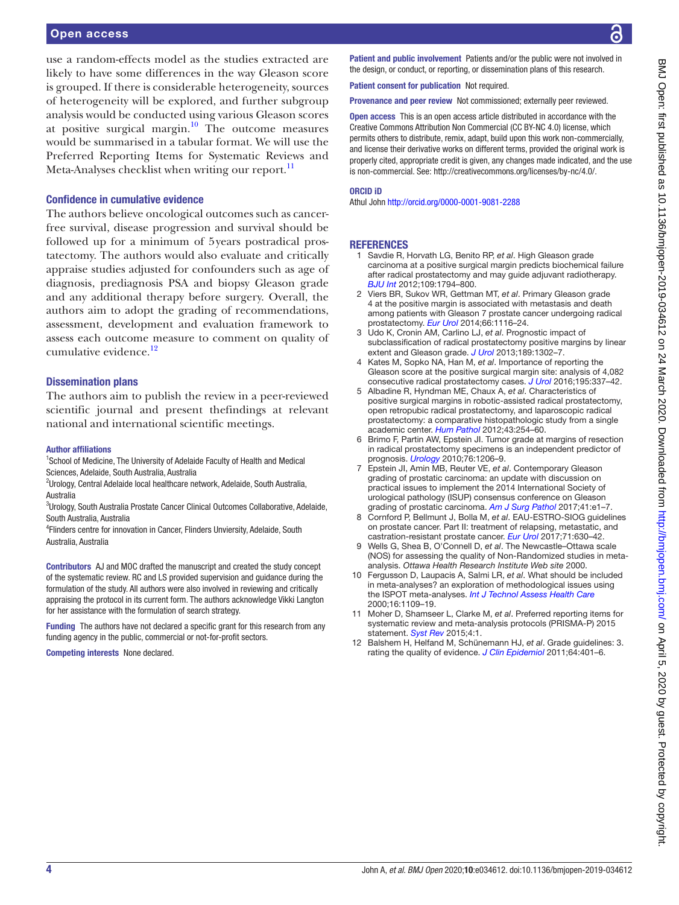use a random-effects model as the studies extracted are likely to have some differences in the way Gleason score is grouped. If there is considerable heterogeneity, sources of heterogeneity will be explored, and further subgroup analysis would be conducted using various Gleason scores at positive surgical margin.[10] The outcome measures would be summarised in a tabular format. We will use the Preferred Reporting Items for Systematic Reviews and Meta-Analyses checklist when writing our report.[11]

### Confidence in cumulative evidence

The authors believe oncological outcomes such as cancer-free survival, disease progression and survival should be followed up for a minimum of 5years postradical prostatectomy. The authors would also evaluate and critically appraise studies adjusted for confounders such as age of diagnosis, prediagnosis PSA and biopsy Gleason grade and any additional therapy before surgery. Overall, the authors aim to adopt the grading of recommendations, assessment, development and evaluation framework to assess each outcome measure to comment on quality of cumulative evidence.[12]

### Dissemination plans

The authors aim to publish the review in a peer-reviewed scientific journal and present thefindings at relevant national and international scientific meetings.

#### Author affiliations

[1]School of Medicine, The University of Adelaide Faculty of Health and Medical Sciences, Adelaide, South Australia, Australia
[2]Urology, Central Adelaide local healthcare network, Adelaide, South Australia, Australia
[3]Urology, South Australia Prostate Cancer Clinical Outcomes Collaborative, Adelaide, South Australia, Australia
[4]Flinders centre for innovation in Cancer, Flinders Unviersity, Adelaide, South Australia, Australia

**Contributors** AJ and MOC drafted the manuscript and created the study concept of the systematic review. RC and LS provided supervision and guidance during the formulation of the study. All authors were also involved in reviewing and critically appraising the protocol in its current form. The authors acknowledge Vikki Langton for her assistance with the formulation of search strategy.

**Funding** The authors have not declared a specific grant for this research from any funding agency in the public, commercial or not-for-profit sectors.

**Competing interests** None declared.

**Patient and public involvement** Patients and/or the public were not involved in the design, or conduct, or reporting, or dissemination plans of this research.

**Patient consent for publication** Not required.

**Provenance and peer review** Not commissioned; externally peer reviewed.

**Open access** This is an open access article distributed in accordance with the Creative Commons Attribution Non Commercial (CC BY-NC 4.0) license, which permits others to distribute, remix, adapt, build upon this work non-commercially, and license their derivative works on different terms, provided the original work is properly cited, appropriate credit is given, any changes made indicated, and the use is non-commercial. See: http://creativecommons.org/licenses/by-nc/4.0/.

#### ORCID iD

Athul John http://orcid.org/0000-0001-9081-2288

### REFERENCES

1. Savdie R, Horvath LG, Benito RP, *et al*. High Gleason grade carcinoma at a positive surgical margin predicts biochemical failure after radical prostatectomy and may guide adjuvant radiotherapy. *BJU Int* 2012;109:1794–800.
2. Viers BR, Sukov WR, Gettman MT, *et al*. Primary Gleason grade 4 at the positive margin is associated with metastasis and death among patients with Gleason 7 prostate cancer undergoing radical prostatectomy. *Eur Urol* 2014;66:1116–24.
3. Udo K, Cronin AM, Carlino LJ, *et al*. Prognostic impact of subclassification of radical prostatectomy positive margins by linear extent and Gleason grade. *J Urol* 2013;189:1302–7.
4. Kates M, Sopko NA, Han M, *et al*. Importance of reporting the Gleason score at the positive surgical margin site: analysis of 4,082 consecutive radical prostatectomy cases. *J Urol* 2016;195:337–42.
5. Albadine R, Hyndman ME, Chaux A, *et al*. Characteristics of positive surgical margins in robotic-assisted radical prostatectomy, open retropubic radical prostatectomy, and laparoscopic radical prostatectomy: a comparative histopathologic study from a single academic center. *Hum Pathol* 2012;43:254–60.
6. Brimo F, Partin AW, Epstein JI. Tumor grade at margins of resection in radical prostatectomy specimens is an independent predictor of prognosis. *Urology* 2010;76:1206–9.
7. Epstein JI, Amin MB, Reuter VE, *et al*. Contemporary Gleason grading of prostatic carcinoma: an update with discussion on practical issues to implement the 2014 International Society of urological pathology (ISUP) consensus conference on Gleason grading of prostatic carcinoma. *Am J Surg Pathol* 2017;41:e1–7.
8. Cornford P, Bellmunt J, Bolla M, *et al*. EAU-ESTRO-SIOG guidelines on prostate cancer. Part II: treatment of relapsing, metastatic, and castration-resistant prostate cancer. *Eur Urol* 2017;71:630–42.
9. Wells G, Shea B, O'Connell D, *et al*. The Newcastle–Ottawa scale (NOS) for assessing the quality of Non-Randomized studies in meta-analysis. *Ottawa Health Research Institute Web site* 2000.
10. Fergusson D, Laupacis A, Salmi LR, *et al*. What should be included in meta-analyses? an exploration of methodological issues using the ISPOT meta-analyses. *Int J Technol Assess Health Care* 2000;16:1109–19.
11. Moher D, Shamseer L, Clarke M, *et al*. Preferred reporting items for systematic review and meta-analysis protocols (PRISMA-P) 2015 statement. *Syst Rev* 2015;4:1.
12. Balshem H, Helfand M, Schünemann HJ, *et al*. Grade guidelines: 3. rating the quality of evidence. *J Clin Epidemiol* 2011;64:401–6.